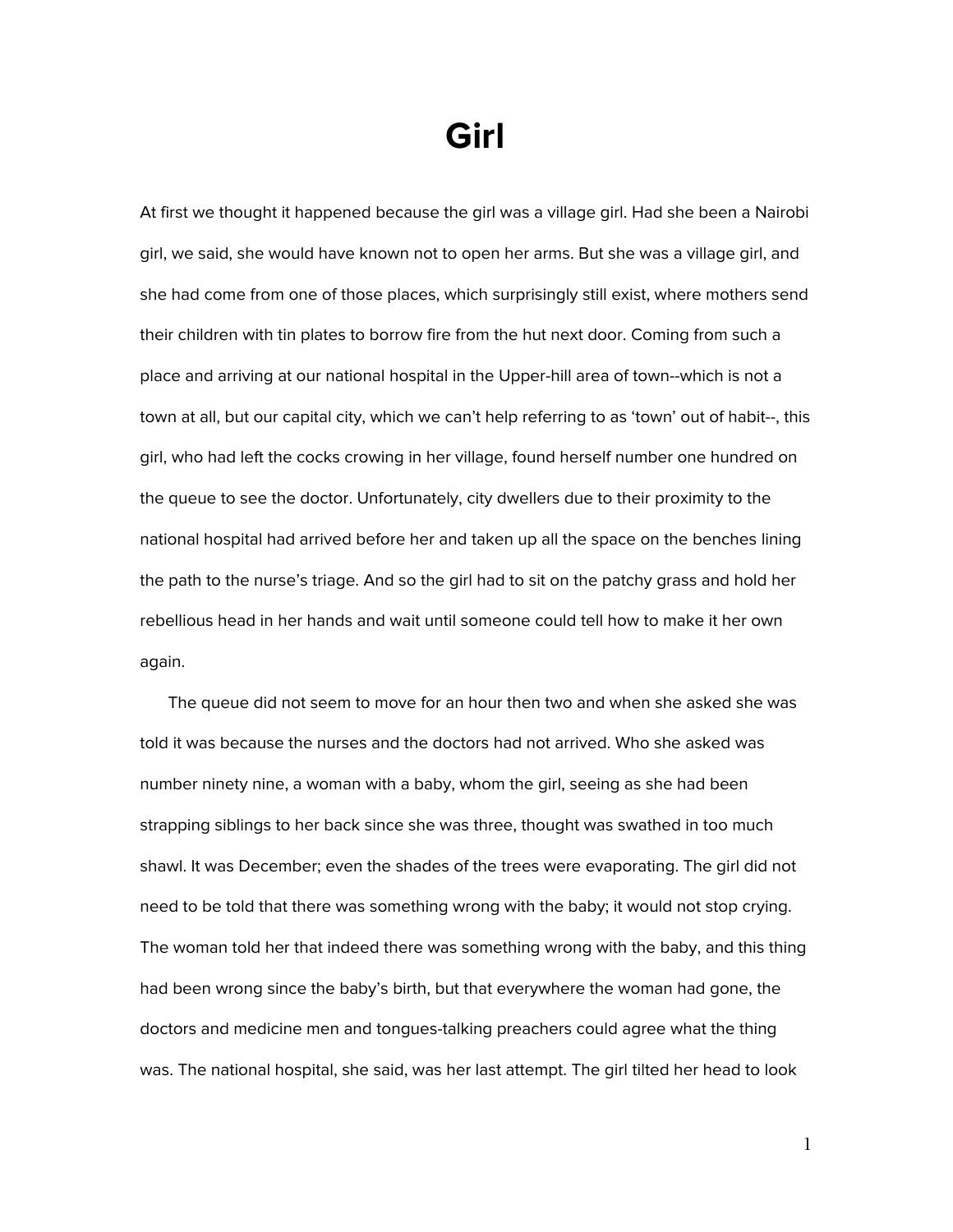# Girl

At first we thought it happened because the girl was a village girl. Had she been a Nairobi girl, we said, she would have known not to open her arms. But she was a village girl, and she had come from one of those places, which surprisingly still exist, where mothers send their children with tin plates to borrow fire from the hut next door. Coming from such a place and arriving at our national hospital in the Upper-hill area of town--which is not a town at all, but our capital city, which we can't help referring to as 'town' out of habit--, this girl, who had left the cocks crowing in her village, found herself number one hundred on the queue to see the doctor. Unfortunately, city dwellers due to their proximity to the national hospital had arrived before her and taken up all the space on the benches lining the path to the nurse's triage. And so the girl had to sit on the patchy grass and hold her rebellious head in her hands and wait until someone could tell how to make it her own again.

The queue did not seem to move for an hour then two and when she asked she was told it was because the nurses and the doctors had not arrived. Who she asked was number ninety nine, a woman with a baby, whom the girl, seeing as she had been strapping siblings to her back since she was three, thought was swathed in too much shawl. It was December; even the shades of the trees were evaporating. The girl did not need to be told that there was something wrong with the baby; it would not stop crying. The woman told her that indeed there was something wrong with the baby, and this thing had been wrong since the baby's birth, but that everywhere the woman had gone, the doctors and medicine men and tongues-talking preachers could agree what the thing was. The national hospital, she said, was her last attempt. The girl tilted her head to look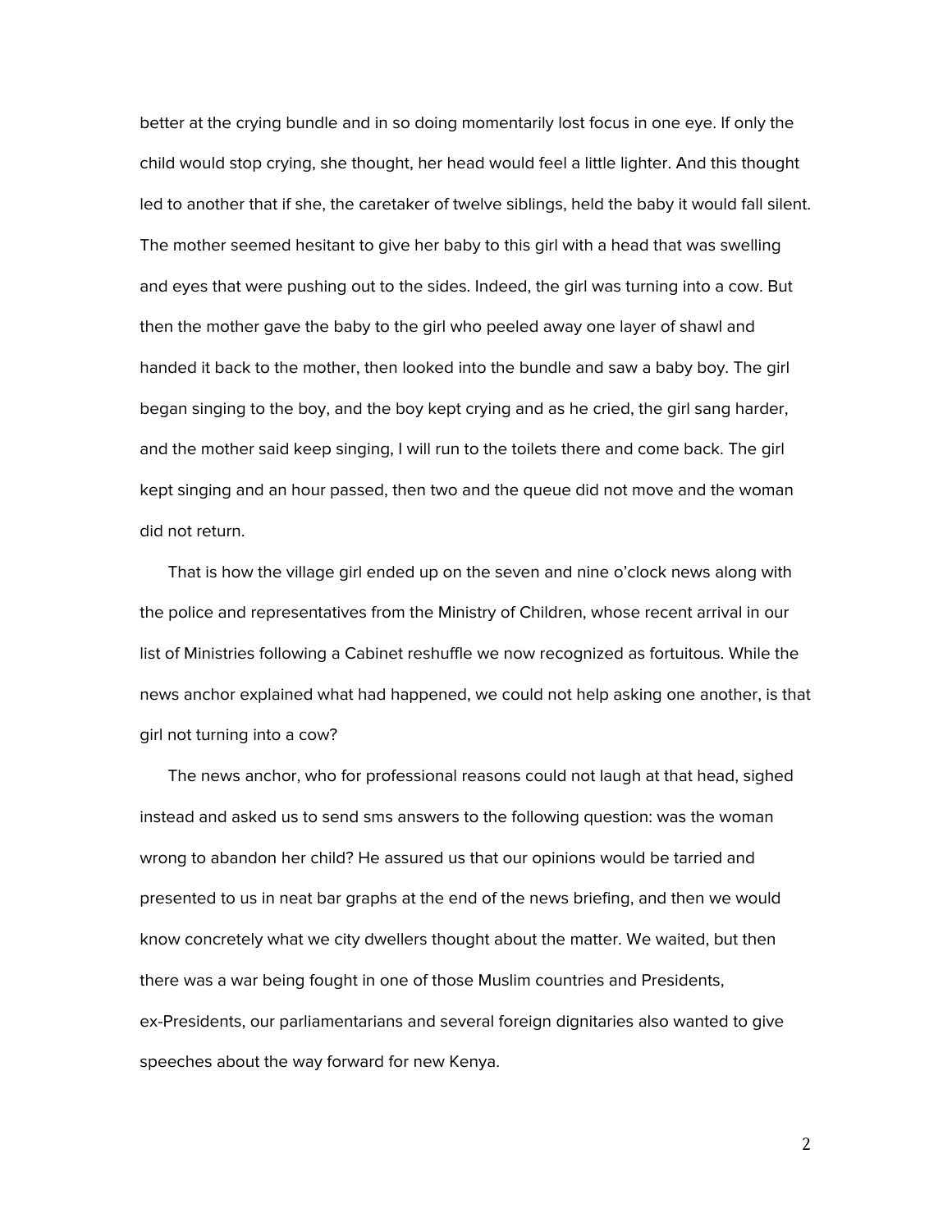better at the crying bundle and in so doing momentarily lost focus in one eye. If only the child would stop crying, she thought, her head would feel a little lighter. And this thought led to another that if she, the caretaker of twelve siblings, held the baby it would fall silent. The mother seemed hesitant to give her baby to this girl with a head that was swelling and eyes that were pushing out to the sides. Indeed, the girl was turning into a cow. But then the mother gave the baby to the girl who peeled away one layer of shawl and handed it back to the mother, then looked into the bundle and saw a baby boy. The girl began singing to the boy, and the boy kept crying and as he cried, the girl sang harder, and the mother said keep singing, I will run to the toilets there and come back. The girl kept singing and an hour passed, then two and the queue did not move and the woman did not return.

That is how the village girl ended up on the seven and nine o'clock news along with the police and representatives from the Ministry of Children, whose recent arrival in our list of Ministries following a Cabinet reshuffle we now recognized as fortuitous. While the news anchor explained what had happened, we could not help asking one another, is that girl not turning into a cow?

The news anchor, who for professional reasons could not laugh at that head, sighed instead and asked us to send sms answers to the following question: was the woman wrong to abandon her child? He assured us that our opinions would be tarried and presented to us in neat bar graphs at the end of the news briefing, and then we would know concretely what we city dwellers thought about the matter. We waited, but then there was a war being fought in one of those Muslim countries and Presidents, ex-Presidents, our parliamentarians and several foreign dignitaries also wanted to give speeches about the way forward for new Kenya.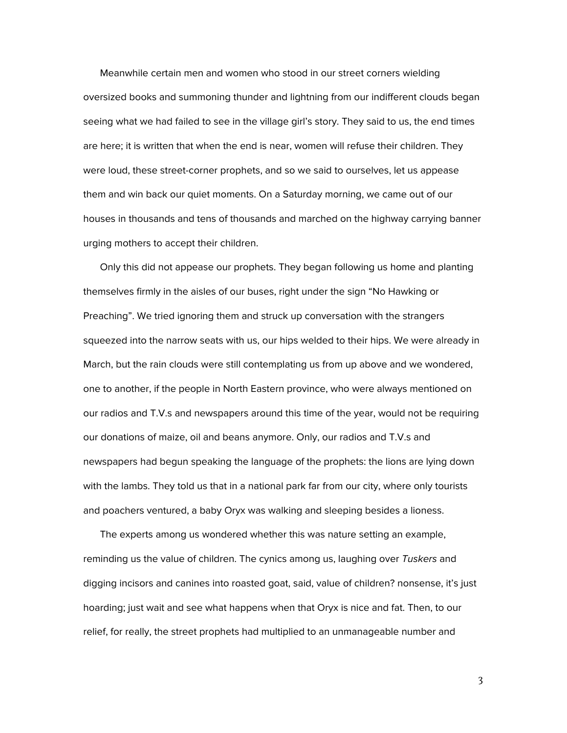Meanwhile certain men and women who stood in our street corners wielding oversized books and summoning thunder and lightning from our indifferent clouds began seeing what we had failed to see in the village girl's story. They said to us, the end times are here; it is written that when the end is near, women will refuse their children. They were loud, these street-corner prophets, and so we said to ourselves, let us appease them and win back our quiet moments. On a Saturday morning, we came out of our houses in thousands and tens of thousands and marched on the highway carrying banner urging mothers to accept their children.

Only this did not appease our prophets. They began following us home and planting themselves firmly in the aisles of our buses, right under the sign "No Hawking or Preaching". We tried ignoring them and struck up conversation with the strangers squeezed into the narrow seats with us, our hips welded to their hips. We were already in March, but the rain clouds were still contemplating us from up above and we wondered, one to another, if the people in North Eastern province, who were always mentioned on our radios and T.V.s and newspapers around this time of the year, would not be requiring our donations of maize, oil and beans anymore. Only, our radios and T.V.s and newspapers had begun speaking the language of the prophets: the lions are lying down with the lambs. They told us that in a national park far from our city, where only tourists and poachers ventured, a baby Oryx was walking and sleeping besides a lioness.

The experts among us wondered whether this was nature setting an example, reminding us the value of children. The cynics among us, laughing over *Tuskers* and digging incisors and canines into roasted goat, said, value of children? nonsense, it's just hoarding; just wait and see what happens when that Oryx is nice and fat. Then, to our relief, for really, the street prophets had multiplied to an unmanageable number and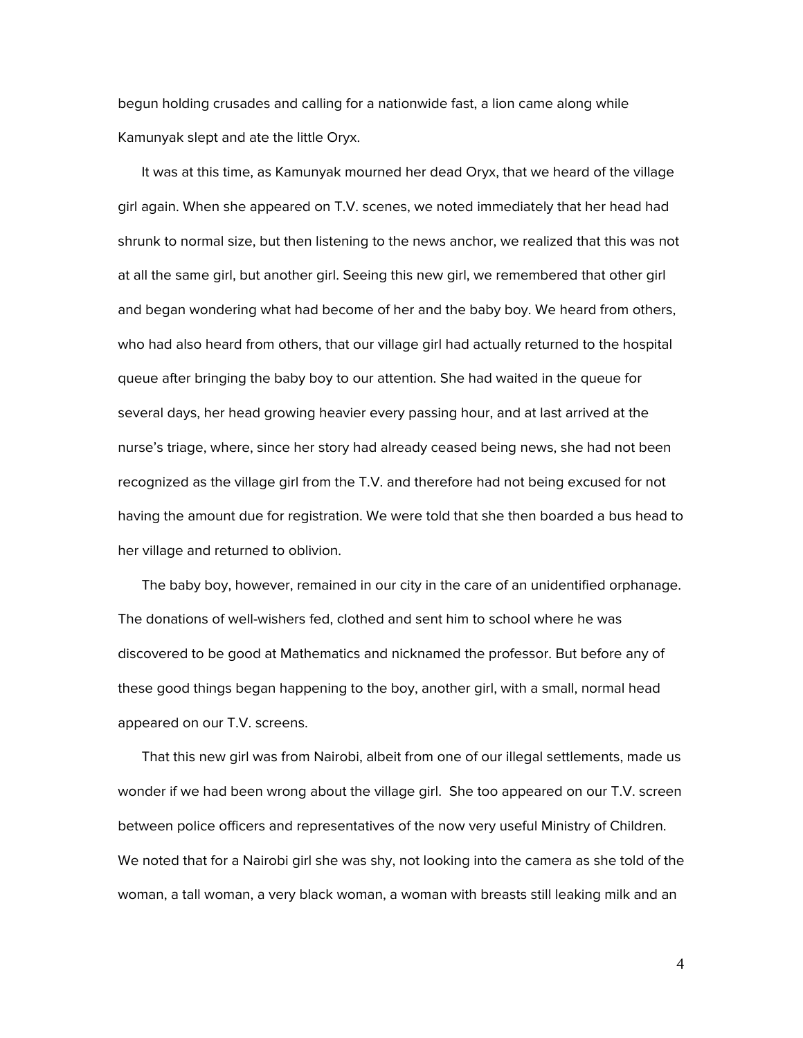begun holding crusades and calling for a nationwide fast, a lion came along while Kamunyak slept and ate the little Oryx.

It was at this time, as Kamunyak mourned her dead Oryx, that we heard of the village girl again. When she appeared on T.V. scenes, we noted immediately that her head had shrunk to normal size, but then listening to the news anchor, we realized that this was not at all the same girl, but another girl. Seeing this new girl, we remembered that other girl and began wondering what had become of her and the baby boy. We heard from others, who had also heard from others, that our village girl had actually returned to the hospital queue after bringing the baby boy to our attention. She had waited in the queue for several days, her head growing heavier every passing hour, and at last arrived at the nurse's triage, where, since her story had already ceased being news, she had not been recognized as the village girl from the T.V. and therefore had not being excused for not having the amount due for registration. We were told that she then boarded a bus head to her village and returned to oblivion.

The baby boy, however, remained in our city in the care of an unidentified orphanage. The donations of well-wishers fed, clothed and sent him to school where he was discovered to be good at Mathematics and nicknamed the professor. But before any of these good things began happening to the boy, another girl, with a small, normal head appeared on our T.V. screens.

That this new girl was from Nairobi, albeit from one of our illegal settlements, made us wonder if we had been wrong about the village girl. She too appeared on our T.V. screen between police officers and representatives of the now very useful Ministry of Children. We noted that for a Nairobi girl she was shy, not looking into the camera as she told of the woman, a tall woman, a very black woman, a woman with breasts still leaking milk and an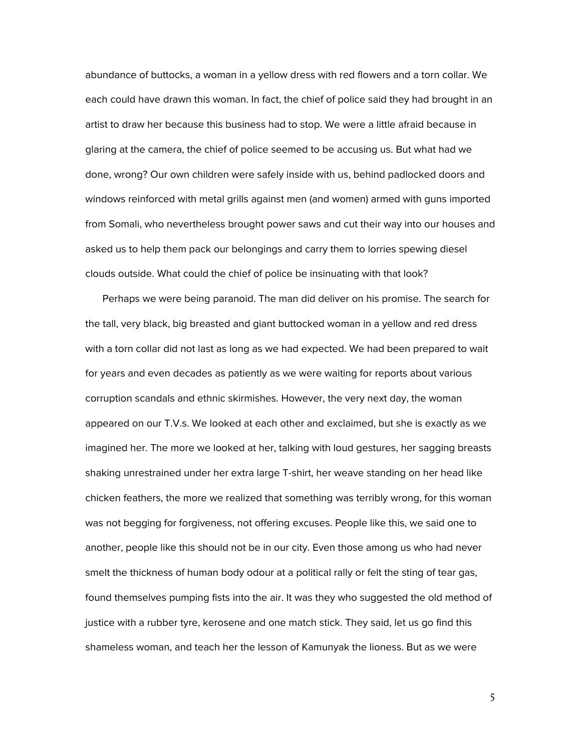abundance of buttocks, a woman in a yellow dress with red flowers and a torn collar. We each could have drawn this woman. In fact, the chief of police said they had brought in an artist to draw her because this business had to stop. We were a little afraid because in glaring at the camera, the chief of police seemed to be accusing us. But what had we done, wrong? Our own children were safely inside with us, behind padlocked doors and windows reinforced with metal grills against men (and women) armed with guns imported from Somali, who nevertheless brought power saws and cut their way into our houses and asked us to help them pack our belongings and carry them to lorries spewing diesel clouds outside. What could the chief of police be insinuating with that look?

Perhaps we were being paranoid. The man did deliver on his promise. The search for the tall, very black, big breasted and giant buttocked woman in a yellow and red dress with a torn collar did not last as long as we had expected. We had been prepared to wait for years and even decades as patiently as we were waiting for reports about various corruption scandals and ethnic skirmishes. However, the very next day, the woman appeared on our T.V.s. We looked at each other and exclaimed, but she is exactly as we imagined her. The more we looked at her, talking with loud gestures, her sagging breasts shaking unrestrained under her extra large T-shirt, her weave standing on her head like chicken feathers, the more we realized that something was terribly wrong, for this woman was not begging for forgiveness, not offering excuses. People like this, we said one to another, people like this should not be in our city. Even those among us who had never smelt the thickness of human body odour at a political rally or felt the sting of tear gas, found themselves pumping fists into the air. It was they who suggested the old method of justice with a rubber tyre, kerosene and one match stick. They said, let us go find this shameless woman, and teach her the lesson of Kamunyak the lioness. But as we were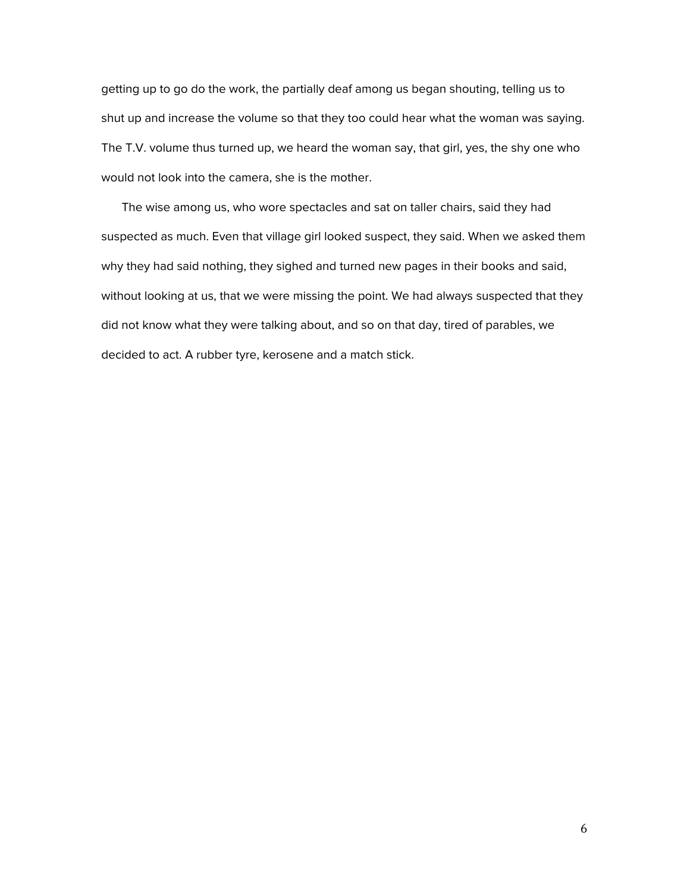getting up to go do the work, the partially deaf among us began shouting, telling us to shut up and increase the volume so that they too could hear what the woman was saying. The T.V. volume thus turned up, we heard the woman say, that girl, yes, the shy one who would not look into the camera, she is the mother.

The wise among us, who wore spectacles and sat on taller chairs, said they had suspected as much. Even that village girl looked suspect, they said. When we asked them why they had said nothing, they sighed and turned new pages in their books and said, without looking at us, that we were missing the point. We had always suspected that they did not know what they were talking about, and so on that day, tired of parables, we decided to act. A rubber tyre, kerosene and a match stick.